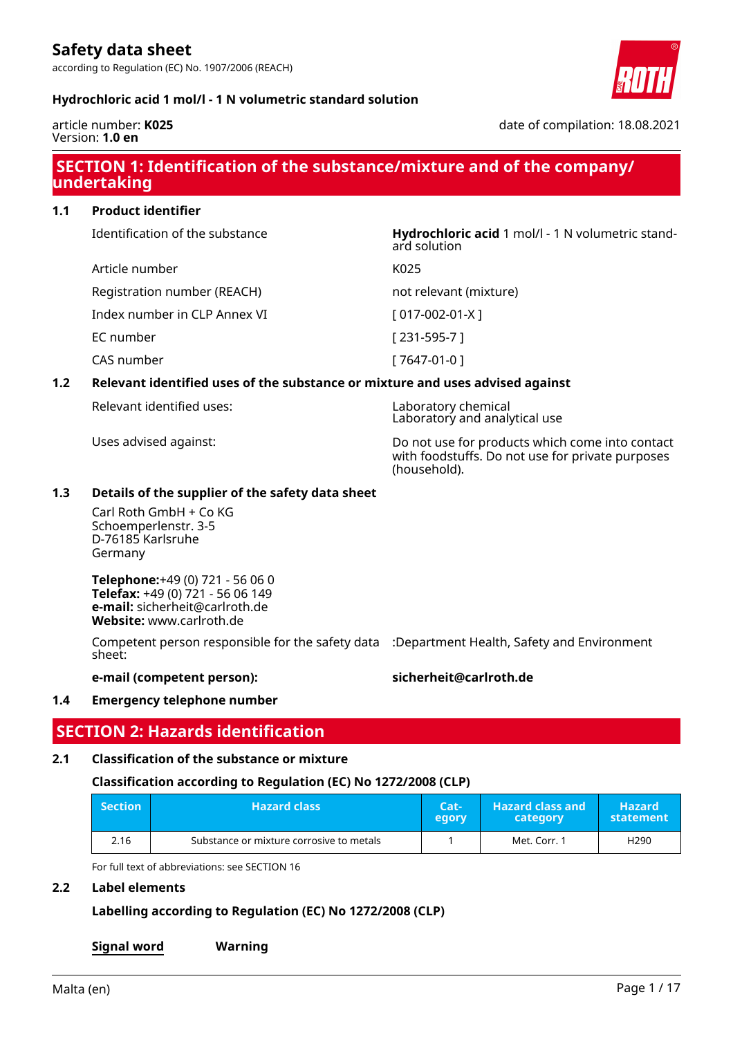# Safety data sheet

according to Regulation (EC) No. 1907/2006 (REACH)

**Hydrochloric acid 1 mol/l - 1 N volumetric standard solution**

article number: **K025**
Version: **1.0 en**

date of compilation: 18.08.2021

## SECTION 1: Identification of the substance/mixture and of the company/undertaking

### 1.1 Product identifier

| | |
|---|---|
| Identification of the substance | **Hydrochloric acid** 1 mol/l - 1 N volumetric standard solution |
| Article number | K025 |
| Registration number (REACH) | not relevant (mixture) |
| Index number in CLP Annex VI | [ 017-002-01-X ] |
| EC number | [ 231-595-7 ] |
| CAS number | [ 7647-01-0 ] |

### 1.2 Relevant identified uses of the substance or mixture and uses advised against

| | |
|---|---|
| Relevant identified uses: | Laboratory chemical<br>Laboratory and analytical use |
| Uses advised against: | Do not use for products which come into contact with foodstuffs. Do not use for private purposes (household). |

### 1.3 Details of the supplier of the safety data sheet

Carl Roth GmbH + Co KG
Schoemperlenstr. 3-5
D-76185 Karlsruhe
Germany

**Telephone:**+49 (0) 721 - 56 06 0
**Telefax:** +49 (0) 721 - 56 06 149
**e-mail:** sicherheit@carlroth.de
**Website:** www.carlroth.de

Competent person responsible for the safety data sheet: :Department Health, Safety and Environment

**e-mail (competent person):** **sicherheit@carlroth.de**

### 1.4 Emergency telephone number

## SECTION 2: Hazards identification

### 2.1 Classification of the substance or mixture

**Classification according to Regulation (EC) No 1272/2008 (CLP)**

| Section | Hazard class | Category | Hazard class and category | Hazard statement |
|---|---|---|---|---|
| 2.16 | Substance or mixture corrosive to metals | 1 | Met. Corr. 1 | H290 |

For full text of abbreviations: see SECTION 16

### 2.2 Label elements

**Labelling according to Regulation (EC) No 1272/2008 (CLP)**

**Signal word** **Warning**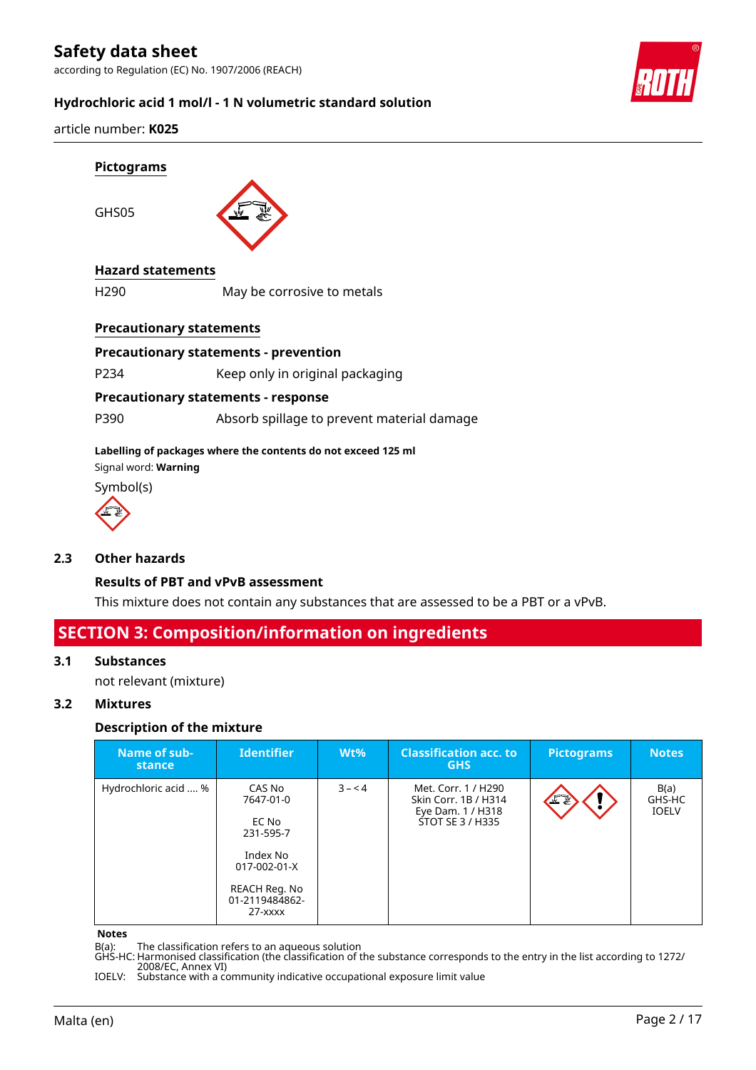#### Pictograms

GHS05

#### Hazard statements

H290 May be corrosive to metals

#### Precautionary statements

**Precautionary statements - prevention**

P234 Keep only in original packaging

**Precautionary statements - response**

P390 Absorb spillage to prevent material damage

**Labelling of packages where the contents do not exceed 125 ml**

Signal word: **Warning**

Symbol(s)

## 2.3 Other hazards

### Results of PBT and vPvB assessment

This mixture does not contain any substances that are assessed to be a PBT or a vPvB.

# SECTION 3: Composition/information on ingredients

## 3.1 Substances

not relevant (mixture)

## 3.2 Mixtures

### Description of the mixture

| Name of substance | Identifier | Wt% | Classification acc. to GHS | Pictograms | Notes |
|---|---|---|---|---|---|
| Hydrochloric acid .... % | CAS No 7647-01-0<br><br>EC No 231-595-7<br><br>Index No 017-002-01-X<br><br>REACH Reg. No 01-2119484862-27-xxxx | 3 – < 4 | Met. Corr. 1 / H290<br>Skin Corr. 1B / H314<br>Eye Dam. 1 / H318<br>STOT SE 3 / H335 | | B(a)<br>GHS-HC<br>IOELV |

**Notes**

B(a): The classification refers to an aqueous solution
GHS-HC: Harmonised classification (the classification of the substance corresponds to the entry in the list according to 1272/2008/EC, Annex VI)
IOELV: Substance with a community indicative occupational exposure limit value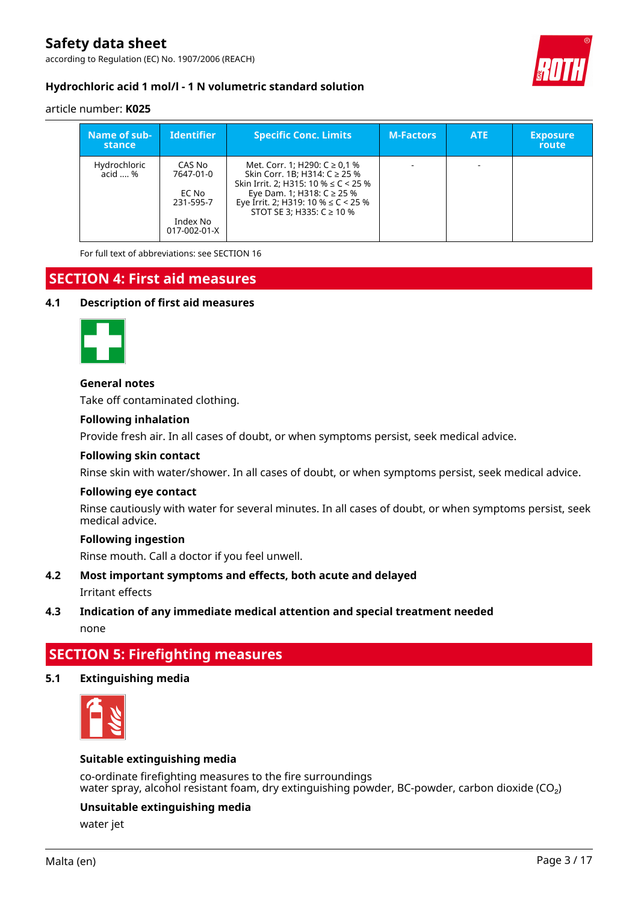| Name of substance | Identifier | Specific Conc. Limits | M-Factors | ATE | Exposure route |
|---|---|---|---|---|---|
| Hydrochloric acid .... % | CAS No 7647-01-0<br><br>EC No 231-595-7<br><br>Index No 017-002-01-X | Met. Corr. 1; H290: C ≥ 0,1 %<br>Skin Corr. 1B; H314: C ≥ 25 %<br>Skin Irrit. 2; H315: 10 % ≤ C < 25 %<br>Eye Dam. 1; H318: C ≥ 25 %<br>Eye Irrit. 2; H319: 10 % ≤ C < 25 %<br>STOT SE 3; H335: C ≥ 10 % | - | - | |

For full text of abbreviations: see SECTION 16

## SECTION 4: First aid measures

### 4.1 Description of first aid measures

**General notes**

Take off contaminated clothing.

**Following inhalation**

Provide fresh air. In all cases of doubt, or when symptoms persist, seek medical advice.

**Following skin contact**

Rinse skin with water/shower. In all cases of doubt, or when symptoms persist, seek medical advice.

**Following eye contact**

Rinse cautiously with water for several minutes. In all cases of doubt, or when symptoms persist, seek medical advice.

**Following ingestion**

Rinse mouth. Call a doctor if you feel unwell.

### 4.2 Most important symptoms and effects, both acute and delayed

Irritant effects

### 4.3 Indication of any immediate medical attention and special treatment needed

none

## SECTION 5: Firefighting measures

### 5.1 Extinguishing media

**Suitable extinguishing media**

co-ordinate firefighting measures to the fire surroundings
water spray, alcohol resistant foam, dry extinguishing powder, BC-powder, carbon dioxide ($CO_2$)

**Unsuitable extinguishing media**

water jet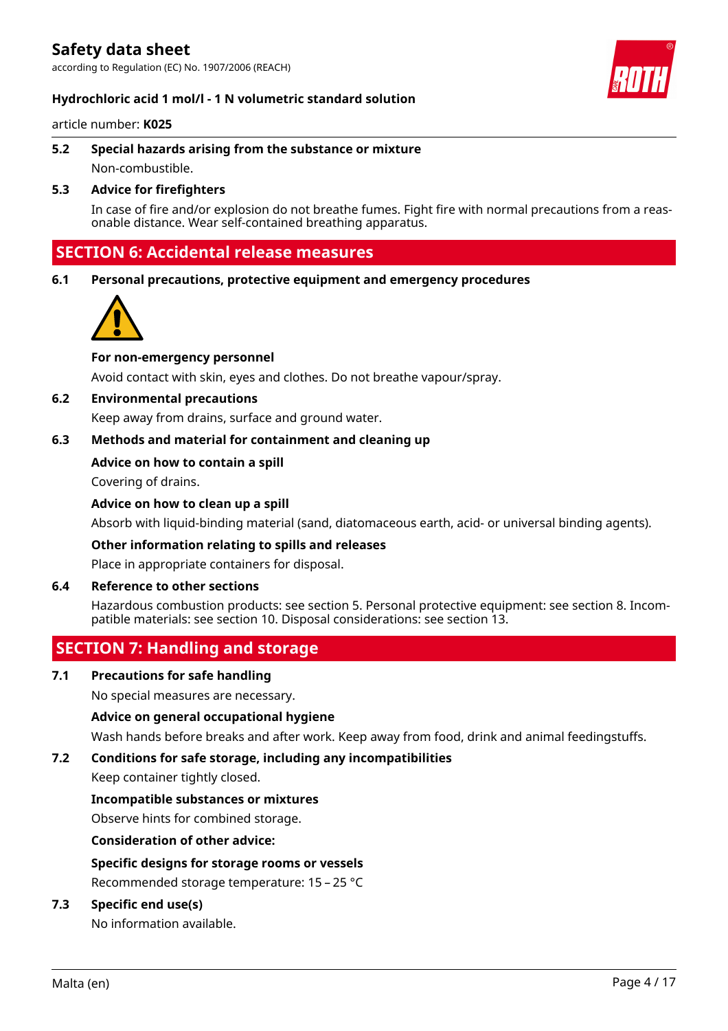### 5.2 Special hazards arising from the substance or mixture

Non-combustible.

### 5.3 Advice for firefighters

In case of fire and/or explosion do not breathe fumes. Fight fire with normal precautions from a reasonable distance. Wear self-contained breathing apparatus.

## SECTION 6: Accidental release measures

### 6.1 Personal precautions, protective equipment and emergency procedures

**For non-emergency personnel**

Avoid contact with skin, eyes and clothes. Do not breathe vapour/spray.

### 6.2 Environmental precautions

Keep away from drains, surface and ground water.

### 6.3 Methods and material for containment and cleaning up

**Advice on how to contain a spill**

Covering of drains.

**Advice on how to clean up a spill**

Absorb with liquid-binding material (sand, diatomaceous earth, acid- or universal binding agents).

**Other information relating to spills and releases**

Place in appropriate containers for disposal.

### 6.4 Reference to other sections

Hazardous combustion products: see section 5. Personal protective equipment: see section 8. Incompatible materials: see section 10. Disposal considerations: see section 13.

## SECTION 7: Handling and storage

### 7.1 Precautions for safe handling

No special measures are necessary.

**Advice on general occupational hygiene**

Wash hands before breaks and after work. Keep away from food, drink and animal feedingstuffs.

### 7.2 Conditions for safe storage, including any incompatibilities

Keep container tightly closed.

**Incompatible substances or mixtures**

Observe hints for combined storage.

**Consideration of other advice:**

**Specific designs for storage rooms or vessels**

Recommended storage temperature: 15 – 25 °C

### 7.3 Specific end use(s)

No information available.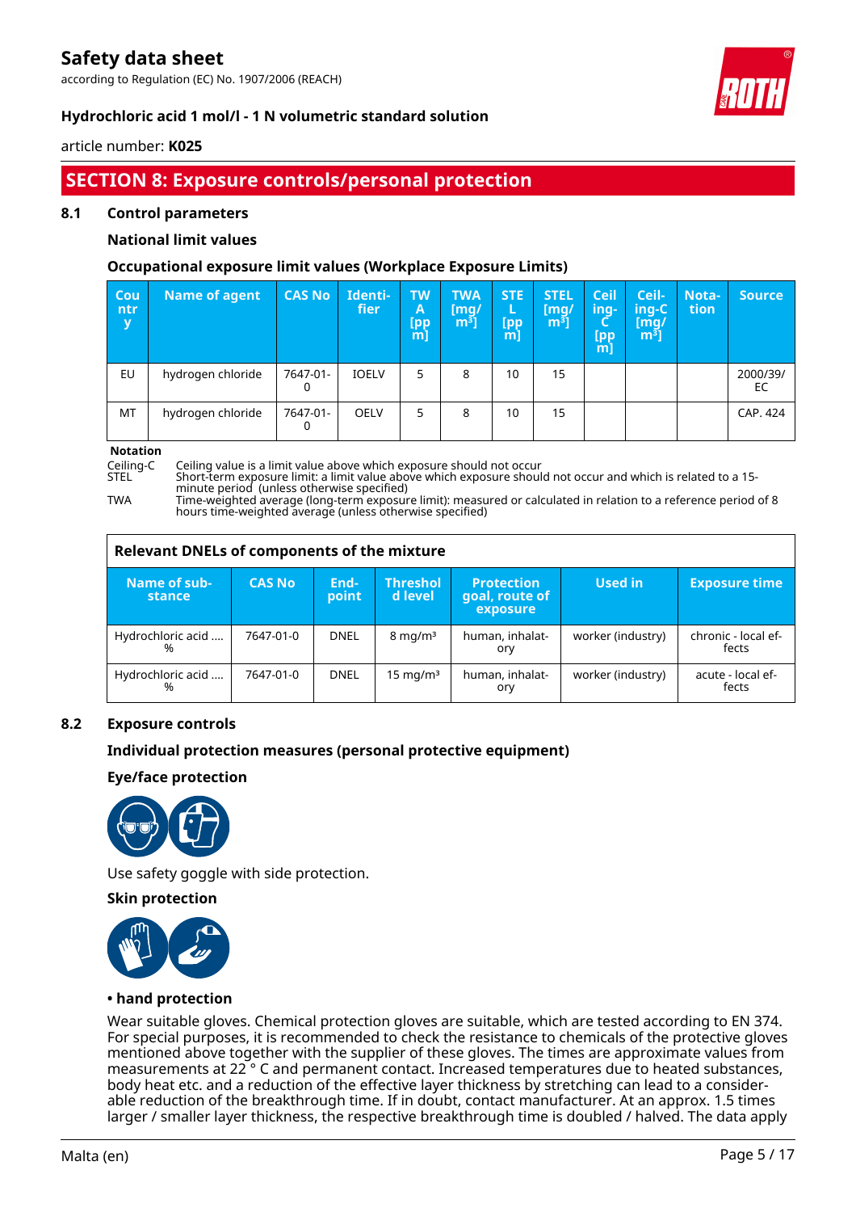## SECTION 8: Exposure controls/personal protection

### 8.1 Control parameters

**National limit values**

**Occupational exposure limit values (Workplace Exposure Limits)**

| Country | Name of agent | CAS No | Identifier | TWA [ppm] | TWA [mg/m³] | STEL [ppm] | STEL [mg/m³] | Ceiling-C [ppm] | Ceiling-C [mg/m³] | Notation | Source |
|---|---|---|---|---|---|---|---|---|---|---|---|
| EU | hydrogen chloride | 7647-01-0 | IOELV | 5 | 8 | 10 | 15 | | | | 2000/39/EC |
| MT | hydrogen chloride | 7647-01-0 | OELV | 5 | 8 | 10 | 15 | | | | CAP. 424 |

**Notation**

Ceiling-C Ceiling value is a limit value above which exposure should not occur
STEL Short-term exposure limit: a limit value above which exposure should not occur and which is related to a 15-minute period (unless otherwise specified)
TWA Time-weighted average (long-term exposure limit): measured or calculated in relation to a reference period of 8 hours time-weighted average (unless otherwise specified)

**Relevant DNELs of components of the mixture**

| Name of substance | CAS No | Endpoint | Threshold level | Protection goal, route of exposure | Used in | Exposure time |
|---|---|---|---|---|---|---|
| Hydrochloric acid .... % | 7647-01-0 | DNEL | 8 mg/m³ | human, inhalatory | worker (industry) | chronic - local effects |
| Hydrochloric acid .... % | 7647-01-0 | DNEL | 15 mg/m³ | human, inhalatory | worker (industry) | acute - local effects |

### 8.2 Exposure controls

**Individual protection measures (personal protective equipment)**

**Eye/face protection**

Use safety goggle with side protection.

**Skin protection**

**• hand protection**

Wear suitable gloves. Chemical protection gloves are suitable, which are tested according to EN 374. For special purposes, it is recommended to check the resistance to chemicals of the protective gloves mentioned above together with the supplier of these gloves. The times are approximate values from measurements at 22 ° C and permanent contact. Increased temperatures due to heated substances, body heat etc. and a reduction of the effective layer thickness by stretching can lead to a considerable reduction of the breakthrough time. If in doubt, contact manufacturer. At an approx. 1.5 times larger / smaller layer thickness, the respective breakthrough time is doubled / halved. The data apply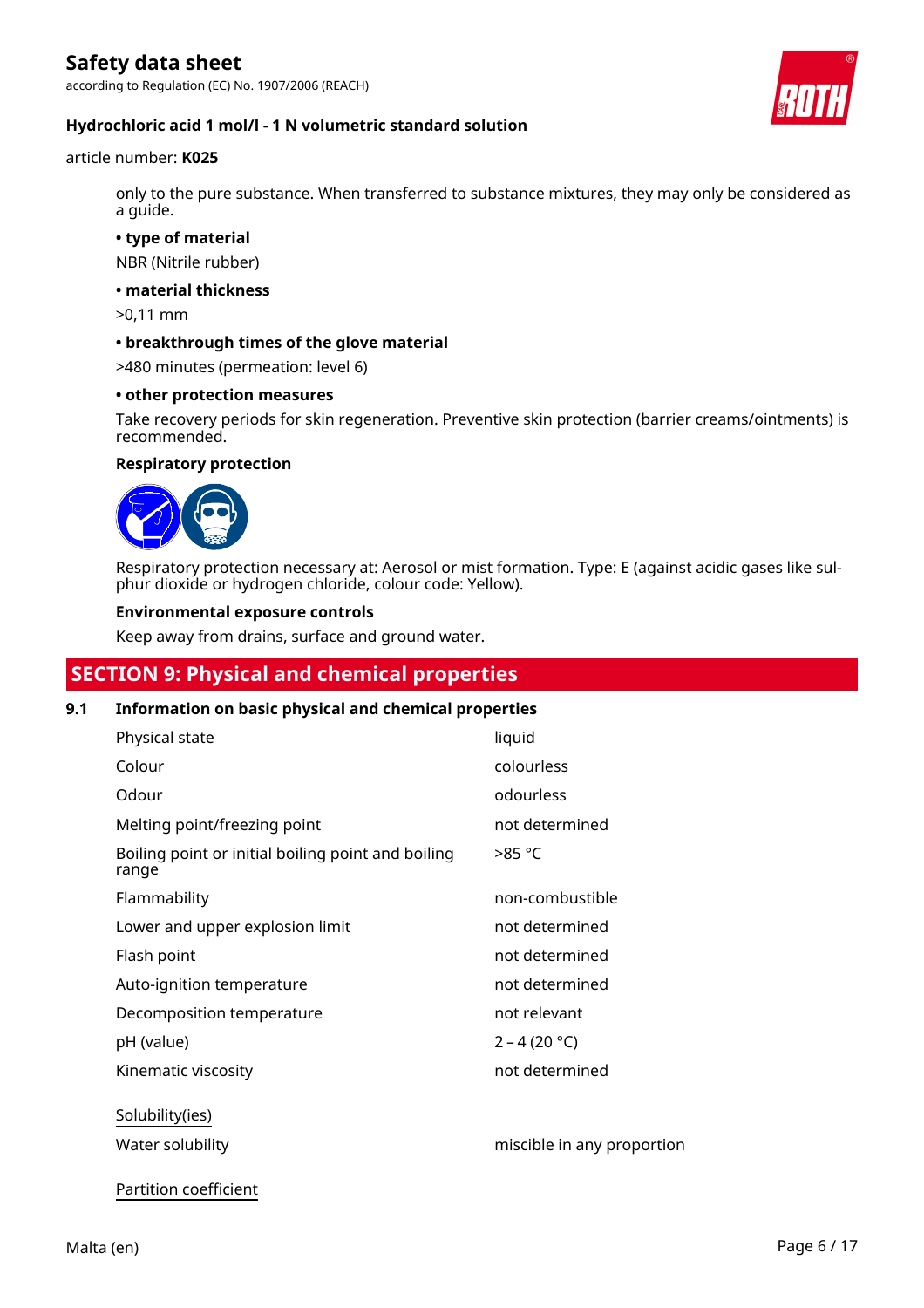only to the pure substance. When transferred to substance mixtures, they may only be considered as a guide.

**• type of material**

NBR (Nitrile rubber)

**• material thickness**

>0,11 mm

**• breakthrough times of the glove material**

>480 minutes (permeation: level 6)

**• other protection measures**

Take recovery periods for skin regeneration. Preventive skin protection (barrier creams/ointments) is recommended.

**Respiratory protection**

Respiratory protection necessary at: Aerosol or mist formation. Type: E (against acidic gases like sulphur dioxide or hydrogen chloride, colour code: Yellow).

**Environmental exposure controls**

Keep away from drains, surface and ground water.

## SECTION 9: Physical and chemical properties

### 9.1 Information on basic physical and chemical properties

| | |
|---|---|
| Physical state | liquid |
| Colour | colourless |
| Odour | odourless |
| Melting point/freezing point | not determined |
| Boiling point or initial boiling point and boiling range | >85 °C |
| Flammability | non-combustible |
| Lower and upper explosion limit | not determined |
| Flash point | not determined |
| Auto-ignition temperature | not determined |
| Decomposition temperature | not relevant |
| pH (value) | 2 – 4 (20 °C) |
| Kinematic viscosity | not determined |

Solubility(ies)

| | |
|---|---|
| Water solubility | miscible in any proportion |

Partition coefficient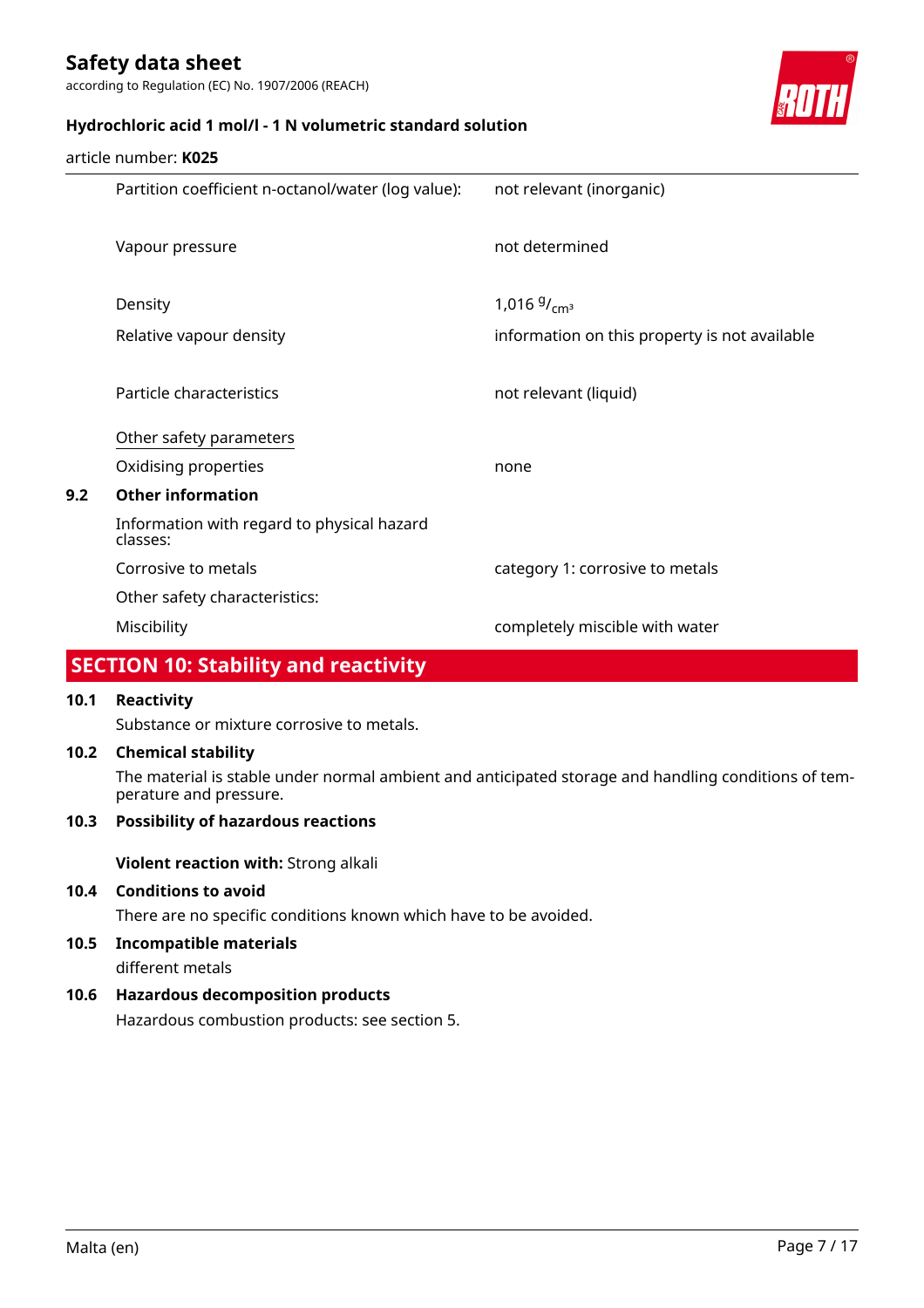| | |
|---|---|
| Partition coefficient n-octanol/water (log value): | not relevant (inorganic) |
| Vapour pressure | not determined |
| Density | 1,016 $^{g}/_{cm^3}$ |
| Relative vapour density | information on this property is not available |
| Particle characteristics | not relevant (liquid) |

Other safety parameters

| | |
|---|---|
| Oxidising properties | none |

### 9.2 Other information

Information with regard to physical hazard classes:

| | |
|---|---|
| Corrosive to metals | category 1: corrosive to metals |

Other safety characteristics:

| | |
|---|---|
| Miscibility | completely miscible with water |

## SECTION 10: Stability and reactivity

### 10.1 Reactivity

Substance or mixture corrosive to metals.

### 10.2 Chemical stability

The material is stable under normal ambient and anticipated storage and handling conditions of temperature and pressure.

### 10.3 Possibility of hazardous reactions

**Violent reaction with:** Strong alkali

### 10.4 Conditions to avoid

There are no specific conditions known which have to be avoided.

### 10.5 Incompatible materials

different metals

### 10.6 Hazardous decomposition products

Hazardous combustion products: see section 5.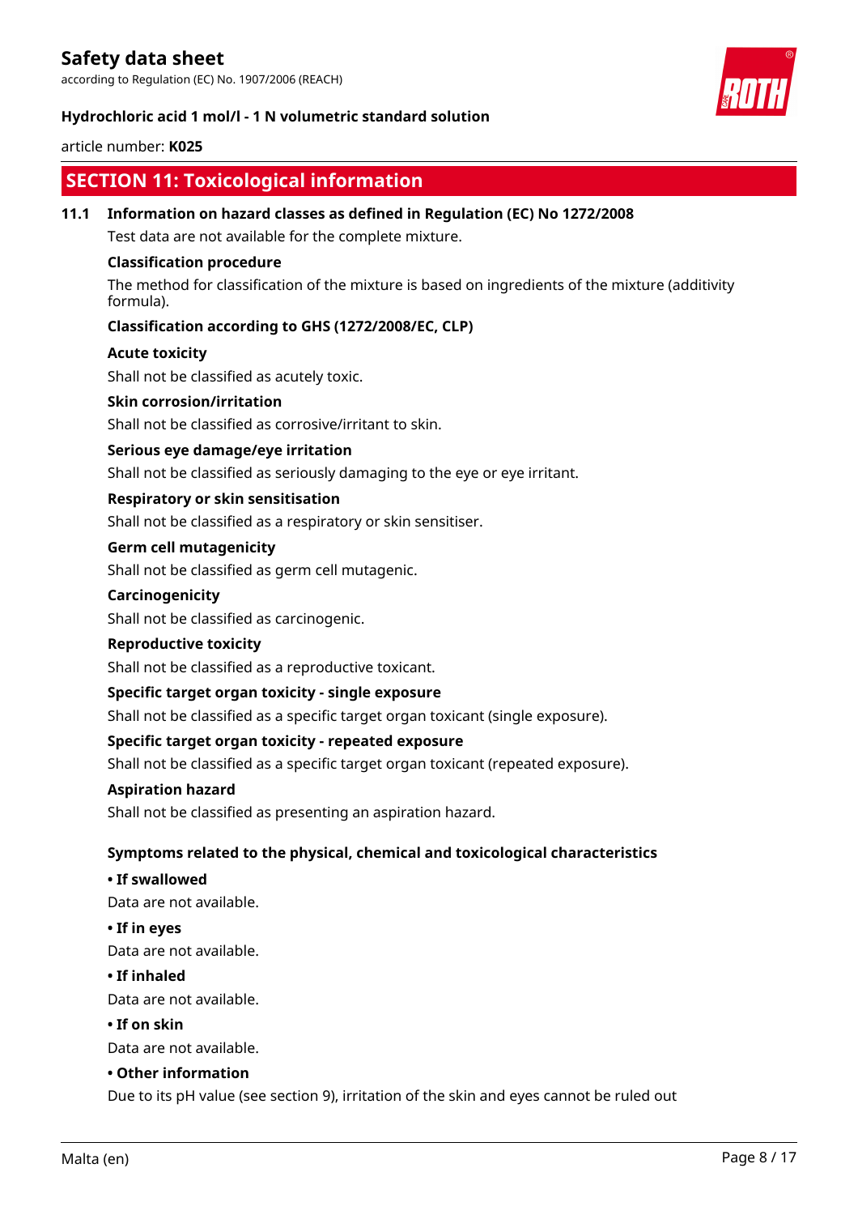## SECTION 11: Toxicological information

### 11.1 Information on hazard classes as defined in Regulation (EC) No 1272/2008

Test data are not available for the complete mixture.

**Classification procedure**

The method for classification of the mixture is based on ingredients of the mixture (additivity formula).

**Classification according to GHS (1272/2008/EC, CLP)**

**Acute toxicity**

Shall not be classified as acutely toxic.

**Skin corrosion/irritation**

Shall not be classified as corrosive/irritant to skin.

**Serious eye damage/eye irritation**

Shall not be classified as seriously damaging to the eye or eye irritant.

**Respiratory or skin sensitisation**

Shall not be classified as a respiratory or skin sensitiser.

**Germ cell mutagenicity**

Shall not be classified as germ cell mutagenic.

**Carcinogenicity**

Shall not be classified as carcinogenic.

**Reproductive toxicity**

Shall not be classified as a reproductive toxicant.

**Specific target organ toxicity - single exposure**

Shall not be classified as a specific target organ toxicant (single exposure).

**Specific target organ toxicity - repeated exposure**

Shall not be classified as a specific target organ toxicant (repeated exposure).

**Aspiration hazard**

Shall not be classified as presenting an aspiration hazard.

**Symptoms related to the physical, chemical and toxicological characteristics**

**• If swallowed**

Data are not available.

**• If in eyes**

Data are not available.

**• If inhaled**

Data are not available.

**• If on skin**

Data are not available.

**• Other information**

Due to its pH value (see section 9), irritation of the skin and eyes cannot be ruled out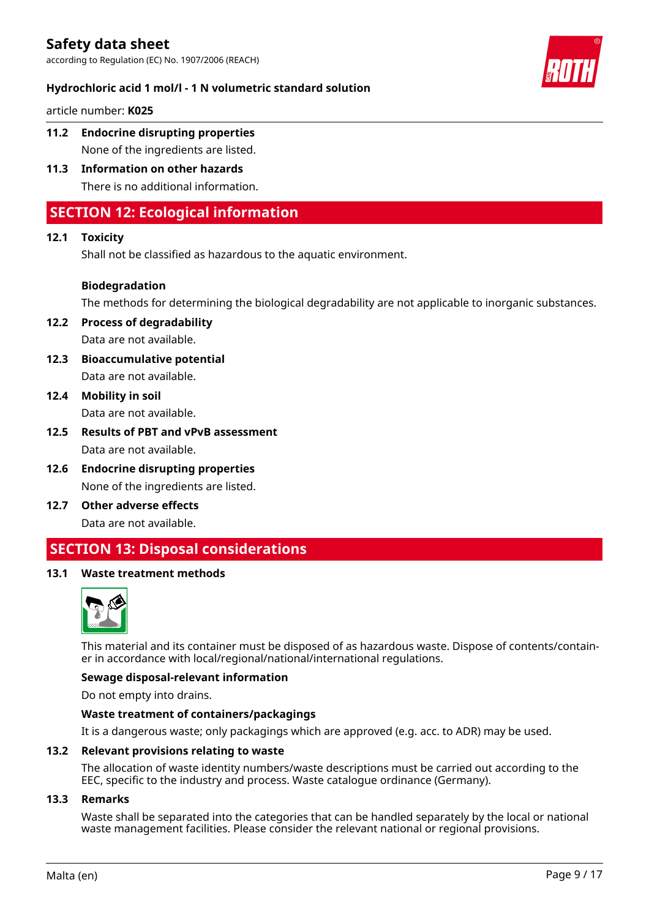### 11.2 Endocrine disrupting properties

None of the ingredients are listed.

### 11.3 Information on other hazards

There is no additional information.

## SECTION 12: Ecological information

### 12.1 Toxicity

Shall not be classified as hazardous to the aquatic environment.

**Biodegradation**

The methods for determining the biological degradability are not applicable to inorganic substances.

### 12.2 Process of degradability

Data are not available.

### 12.3 Bioaccumulative potential

Data are not available.

### 12.4 Mobility in soil

Data are not available.

### 12.5 Results of PBT and vPvB assessment

Data are not available.

### 12.6 Endocrine disrupting properties

None of the ingredients are listed.

### 12.7 Other adverse effects

Data are not available.

## SECTION 13: Disposal considerations

### 13.1 Waste treatment methods

This material and its container must be disposed of as hazardous waste. Dispose of contents/container in accordance with local/regional/national/international regulations.

**Sewage disposal-relevant information**

Do not empty into drains.

**Waste treatment of containers/packagings**

It is a dangerous waste; only packagings which are approved (e.g. acc. to ADR) may be used.

### 13.2 Relevant provisions relating to waste

The allocation of waste identity numbers/waste descriptions must be carried out according to the EEC, specific to the industry and process. Waste catalogue ordinance (Germany).

### 13.3 Remarks

Waste shall be separated into the categories that can be handled separately by the local or national waste management facilities. Please consider the relevant national or regional provisions.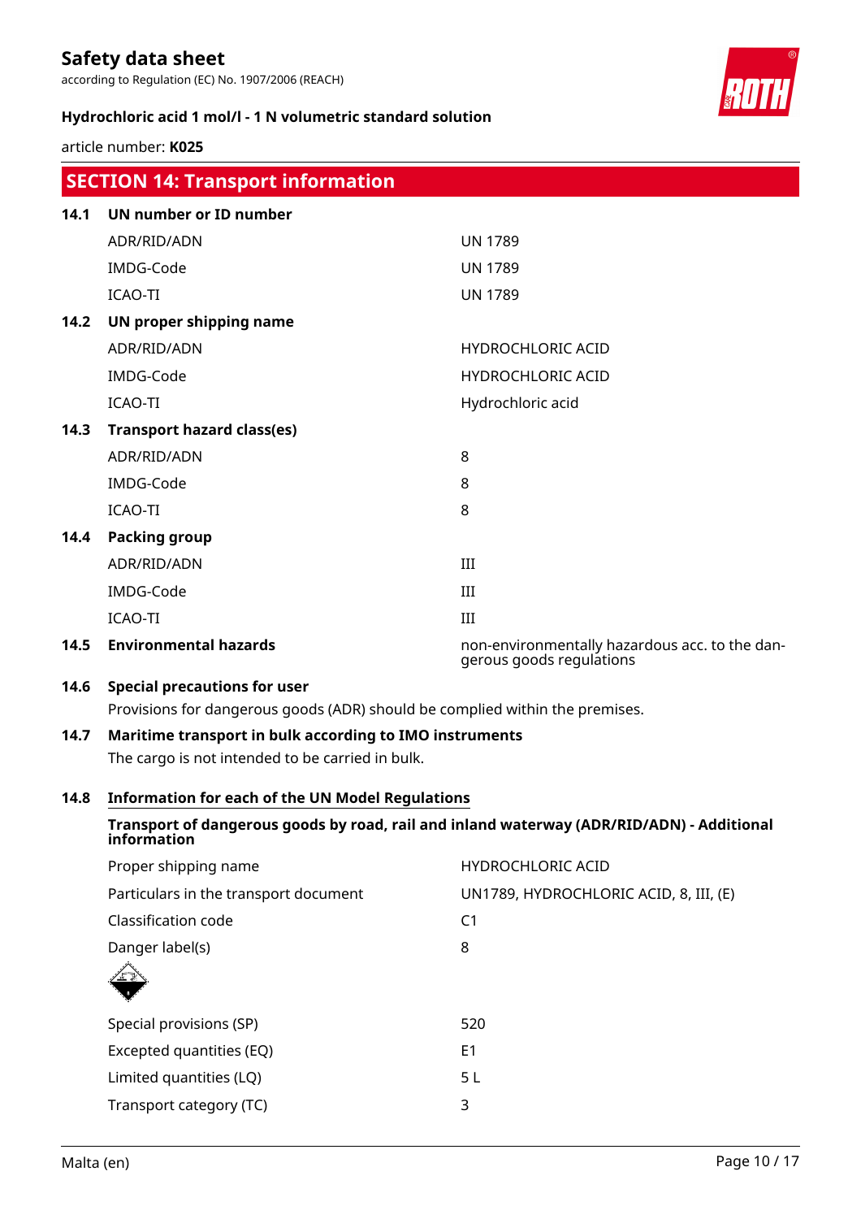## SECTION 14: Transport information

### 14.1 UN number or ID number

| | |
|---|---|
| ADR/RID/ADN | UN 1789 |
| IMDG-Code | UN 1789 |
| ICAO-TI | UN 1789 |

### 14.2 UN proper shipping name

| | |
|---|---|
| ADR/RID/ADN | HYDROCHLORIC ACID |
| IMDG-Code | HYDROCHLORIC ACID |
| ICAO-TI | Hydrochloric acid |

### 14.3 Transport hazard class(es)

| | |
|---|---|
| ADR/RID/ADN | 8 |
| IMDG-Code | 8 |
| ICAO-TI | 8 |

### 14.4 Packing group

| | |
|---|---|
| ADR/RID/ADN | III |
| IMDG-Code | III |
| ICAO-TI | III |

### 14.5 Environmental hazards

non-environmentally hazardous acc. to the dangerous goods regulations

### 14.6 Special precautions for user

Provisions for dangerous goods (ADR) should be complied within the premises.

### 14.7 Maritime transport in bulk according to IMO instruments

The cargo is not intended to be carried in bulk.

### 14.8 Information for each of the UN Model Regulations

**Transport of dangerous goods by road, rail and inland waterway (ADR/RID/ADN) - Additional information**

| | |
|---|---|
| Proper shipping name | HYDROCHLORIC ACID |
| Particulars in the transport document | UN1789, HYDROCHLORIC ACID, 8, III, (E) |
| Classification code | C1 |
| Danger label(s) | 8 |
| Special provisions (SP) | 520 |
| Excepted quantities (EQ) | E1 |
| Limited quantities (LQ) | 5 L |
| Transport category (TC) | 3 |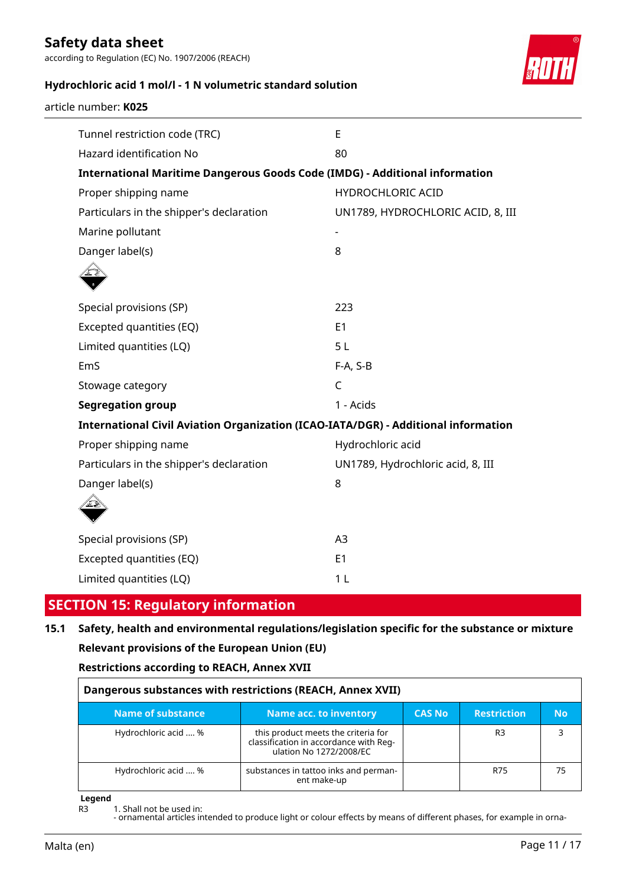| | |
|---|---|
| Tunnel restriction code (TRC) | E |
| Hazard identification No | 80 |

**International Maritime Dangerous Goods Code (IMDG) - Additional information**

| | |
|---|---|
| Proper shipping name | HYDROCHLORIC ACID |
| Particulars in the shipper's declaration | UN1789, HYDROCHLORIC ACID, 8, III |
| Marine pollutant | - |
| Danger label(s) | 8 |
| Special provisions (SP) | 223 |
| Excepted quantities (EQ) | E1 |
| Limited quantities (LQ) | 5 L |
| EmS | F-A, S-B |
| Stowage category | C |
| **Segregation group** | 1 - Acids |

**International Civil Aviation Organization (ICAO-IATA/DGR) - Additional information**

| | |
|---|---|
| Proper shipping name | Hydrochloric acid |
| Particulars in the shipper's declaration | UN1789, Hydrochloric acid, 8, III |
| Danger label(s) | 8 |
| Special provisions (SP) | A3 |
| Excepted quantities (EQ) | E1 |
| Limited quantities (LQ) | 1 L |

## SECTION 15: Regulatory information

### 15.1 Safety, health and environmental regulations/legislation specific for the substance or mixture

**Relevant provisions of the European Union (EU)**

**Restrictions according to REACH, Annex XVII**

**Dangerous substances with restrictions (REACH, Annex XVII)**

| Name of substance | Name acc. to inventory | CAS No | Restriction | No |
|---|---|---|---|---|
| Hydrochloric acid .... % | this product meets the criteria for classification in accordance with Regulation No 1272/2008/EC | | R3 | 3 |
| Hydrochloric acid .... % | substances in tattoo inks and permanent make-up | | R75 | 75 |

**Legend**

R3 1. Shall not be used in:
- ornamental articles intended to produce light or colour effects by means of different phases, for example in orna-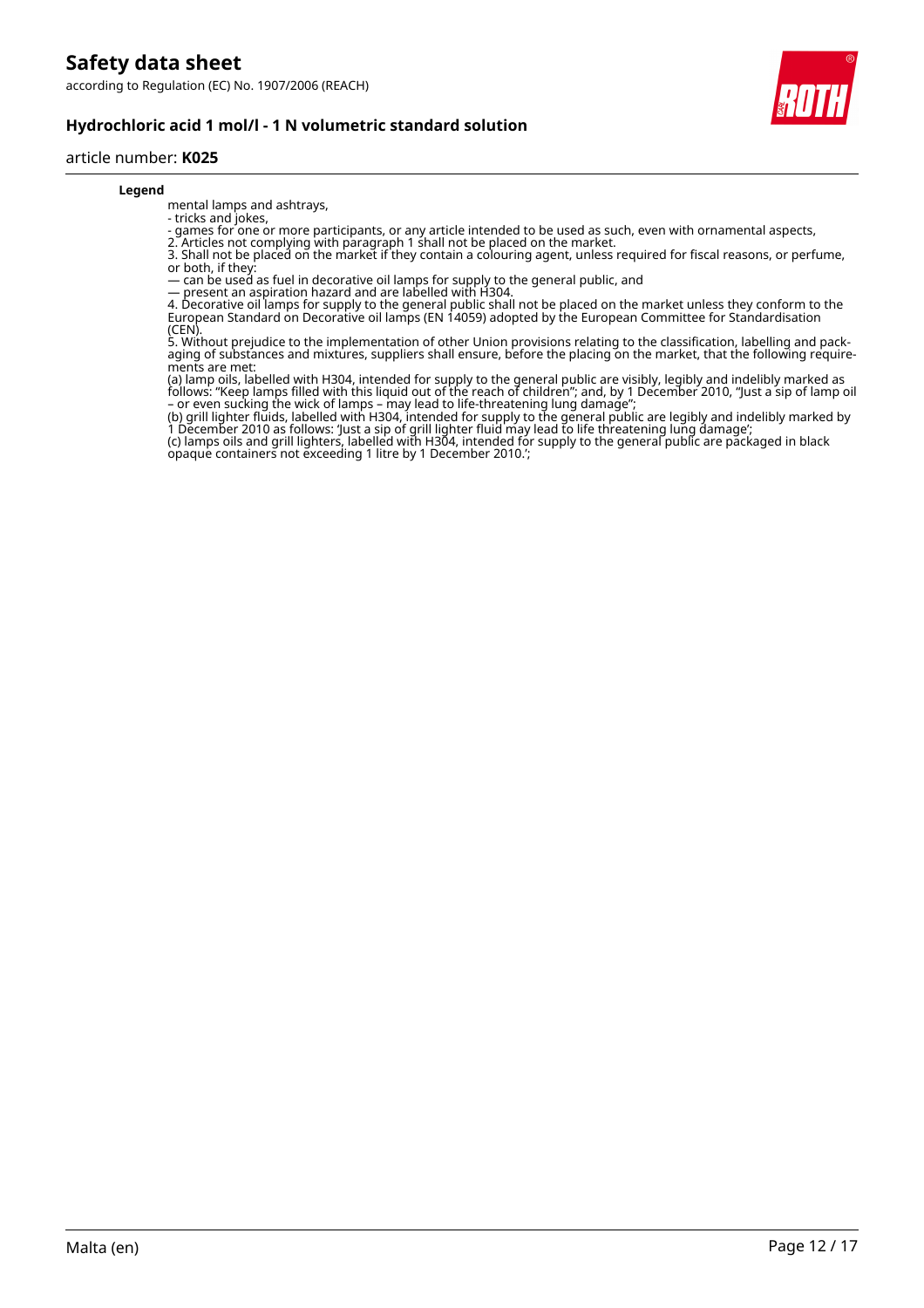**Legend**

mental lamps and ashtrays,
- tricks and jokes,
- games for one or more participants, or any article intended to be used as such, even with ornamental aspects,
2. Articles not complying with paragraph 1 shall not be placed on the market.
3. Shall not be placed on the market if they contain a colouring agent, unless required for fiscal reasons, or perfume, or both, if they:
— can be used as fuel in decorative oil lamps for supply to the general public, and
— present an aspiration hazard and are labelled with H304.
4. Decorative oil lamps for supply to the general public shall not be placed on the market unless they conform to the European Standard on Decorative oil lamps (EN 14059) adopted by the European Committee for Standardisation (CEN).
5. Without prejudice to the implementation of other Union provisions relating to the classification, labelling and packaging of substances and mixtures, suppliers shall ensure, before the placing on the market, that the following requirements are met:
(a) lamp oils, labelled with H304, intended for supply to the general public are visibly, legibly and indelibly marked as follows: "Keep lamps filled with this liquid out of the reach of children"; and, by 1 December 2010, "Just a sip of lamp oil – or even sucking the wick of lamps – may lead to life-threatening lung damage";
(b) grill lighter fluids, labelled with H304, intended for supply to the general public are legibly and indelibly marked by 1 December 2010 as follows: 'Just a sip of grill lighter fluid may lead to life threatening lung damage';
(c) lamps oils and grill lighters, labelled with H304, intended for supply to the general public are packaged in black opaque containers not exceeding 1 litre by 1 December 2010.';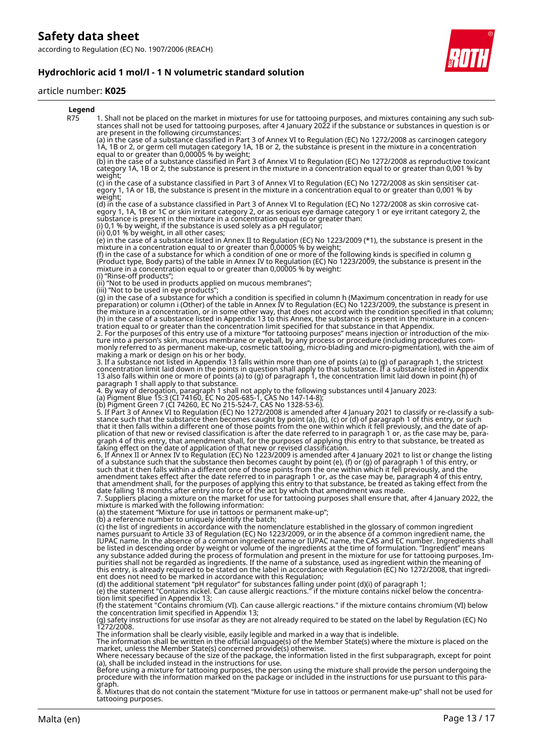**Legend**

| | |
|---|---|
| R75 | 1. Shall not be placed on the market in mixtures for use for tattooing purposes, and mixtures containing any such substances shall not be used for tattooing purposes, after 4 January 2022 if the substance or substances in question is or are present in the following circumstances:<br>(a) in the case of a substance classified in Part 3 of Annex VI to Regulation (EC) No 1272/2008 as carcinogen category 1A, 1B or 2, or germ cell mutagen category 1A, 1B or 2, the substance is present in the mixture in a concentration equal to or greater than 0,00005 % by weight;<br>(b) in the case of a substance classified in Part 3 of Annex VI to Regulation (EC) No 1272/2008 as reproductive toxicant category 1A, 1B or 2, the substance is present in the mixture in a concentration equal to or greater than 0,001 % by weight;<br>(c) in the case of a substance classified in Part 3 of Annex VI to Regulation (EC) No 1272/2008 as skin sensitiser category 1, 1A or 1B, the substance is present in the mixture in a concentration equal to or greater than 0,001 % by weight;<br>(d) in the case of a substance classified in Part 3 of Annex VI to Regulation (EC) No 1272/2008 as skin corrosive category 1, 1A, 1B or 1C or skin irritant category 2, or as serious eye damage category 1 or eye irritant category 2, the substance is present in the mixture in a concentration equal to or greater than:<br>(i) 0,1 % by weight, if the substance is used solely as a pH regulator;<br>(ii) 0,01 % by weight, in all other cases;<br>(e) in the case of a substance listed in Annex II to Regulation (EC) No 1223/2009 (*1), the substance is present in the mixture in a concentration equal to or greater than 0,00005 % by weight;<br>(f) in the case of a substance for which a condition of one or more of the following kinds is specified in column g (Product type, Body parts) of the table in Annex IV to Regulation (EC) No 1223/2009, the substance is present in the mixture in a concentration equal to or greater than 0,00005 % by weight:<br>(i) "Rinse-off products";<br>(ii) "Not to be used in products applied on mucous membranes";<br>(iii) "Not to be used in eye products";<br>(g) in the case of a substance for which a condition is specified in column h (Maximum concentration in ready for use preparation) or column i (Other) of the table in Annex IV to Regulation (EC) No 1223/2009, the substance is present in the mixture in a concentration, or in some other way, that does not accord with the condition specified in that column;<br>(h) in the case of a substance listed in Appendix 13 to this Annex, the substance is present in the mixture in a concentration equal to or greater than the concentration limit specified for that substance in that Appendix.<br>2. For the purposes of this entry use of a mixture "for tattooing purposes" means injection or introduction of the mixture into a person's skin, mucous membrane or eyeball, by any process or procedure (including procedures commonly referred to as permanent make-up, cosmetic tattooing, micro-blading and micro-pigmentation), with the aim of making a mark or design on his or her body.<br>3. If a substance not listed in Appendix 13 falls within more than one of points (a) to (g) of paragraph 1, the strictest concentration limit laid down in the points in question shall apply to that substance. If a substance listed in Appendix 13 also falls within one or more of points (a) to (g) of paragraph 1, the concentration limit laid down in point (h) of paragraph 1 shall apply to that substance.<br>4. By way of derogation, paragraph 1 shall not apply to the following substances until 4 January 2023:<br>(a) Pigment Blue 15:3 (CI 74160, EC No 205-685-1, CAS No 147-14-8);<br>(b) Pigment Green 7 (CI 74260, EC No 215-524-7, CAS No 1328-53-6).<br>5. If Part 3 of Annex VI to Regulation (EC) No 1272/2008 is amended after 4 January 2021 to classify or re-classify a substance such that the substance then becomes caught by point (a), (b), (c) or (d) of paragraph 1 of this entry, or such that it then falls within a different one of those points from the one within which it fell previously, and the date of application of that new or revised classification is after the date referred to in paragraph 1 or, as the case may be, paragraph 4 of this entry, that amendment shall, for the purposes of applying this entry to that substance, be treated as taking effect on the date of application of that new or revised classification.<br>6. If Annex II or Annex IV to Regulation (EC) No 1223/2009 is amended after 4 January 2021 to list or change the listing of a substance such that the substance then becomes caught by point (e), (f) or (g) of paragraph 1 of this entry, or such that it then falls within a different one of those points from the one within which it fell previously, and the amendment takes effect after the date referred to in paragraph 1 or, as the case may be, paragraph 4 of this entry, that amendment shall, for the purposes of applying this entry to that substance, be treated as taking effect from the date falling 18 months after entry into force of the act by which that amendment was made.<br>7. Suppliers placing a mixture on the market for use for tattooing purposes shall ensure that, after 4 January 2022, the mixture is marked with the following information:<br>(a) the statement "Mixture for use in tattoos or permanent make-up";<br>(b) a reference number to uniquely identify the batch;<br>(c) the list of ingredients in accordance with the nomenclature established in the glossary of common ingredient names pursuant to Article 33 of Regulation (EC) No 1223/2009, or in the absence of a common ingredient name, the IUPAC name. In the absence of a common ingredient name or IUPAC name, the CAS and EC number. Ingredients shall be listed in descending order by weight or volume of the ingredients at the time of formulation. "Ingredient" means any substance added during the process of formulation and present in the mixture for use for tattooing purposes. Impurities shall not be regarded as ingredients. If the name of a substance, used as ingredient within the meaning of this entry, is already required to be stated on the label in accordance with Regulation (EC) No 1272/2008, that ingredient does not need to be marked in accordance with this Regulation;<br>(d) the additional statement "pH regulator" for substances falling under point (d)(i) of paragraph 1;<br>(e) the statement "Contains nickel. Can cause allergic reactions." if the mixture contains nickel below the concentration limit specified in Appendix 13;<br>(f) the statement "Contains chromium (VI). Can cause allergic reactions." if the mixture contains chromium (VI) below the concentration limit specified in Appendix 13;<br>(g) safety instructions for use insofar as they are not already required to be stated on the label by Regulation (EC) No 1272/2008.<br>The information shall be clearly visible, easily legible and marked in a way that is indelible.<br>The information shall be written in the official language(s) of the Member State(s) where the mixture is placed on the market, unless the Member State(s) concerned provide(s) otherwise.<br>Where necessary because of the size of the package, the information listed in the first subparagraph, except for point (a), shall be included instead in the instructions for use.<br>Before using a mixture for tattooing purposes, the person using the mixture shall provide the person undergoing the procedure with the information marked on the package or included in the instructions for use pursuant to this paragraph.<br>8. Mixtures that do not contain the statement "Mixture for use in tattoos or permanent make-up" shall not be used for tattooing purposes. |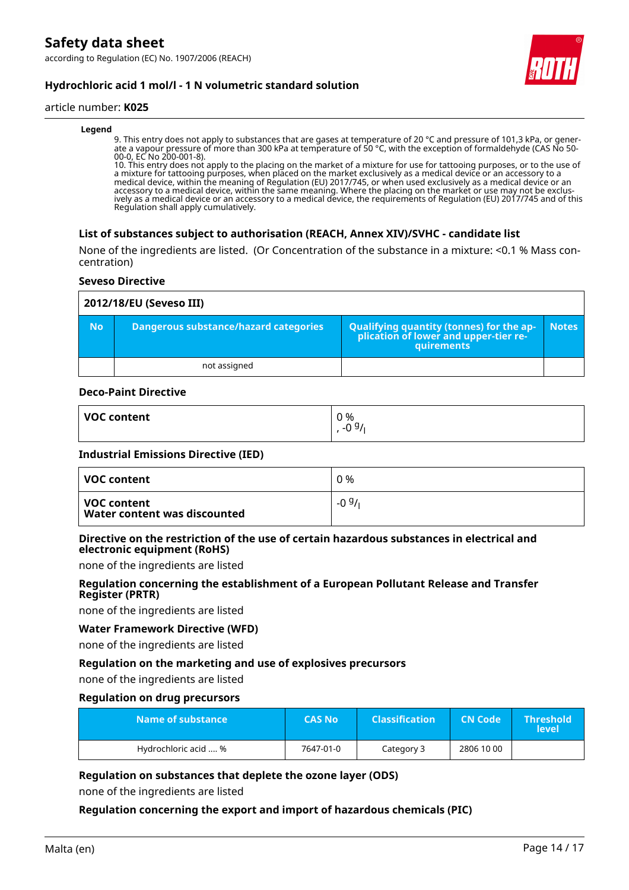**Legend**

9. This entry does not apply to substances that are gases at temperature of 20 °C and pressure of 101,3 kPa, or generate a vapour pressure of more than 300 kPa at temperature of 50 °C, with the exception of formaldehyde (CAS No 50-00-0, EC No 200-001-8).
10. This entry does not apply to the placing on the market of a mixture for use for tattooing purposes, or to the use of a mixture for tattooing purposes, when placed on the market exclusively as a medical device or an accessory to a medical device, within the meaning of Regulation (EU) 2017/745, or when used exclusively as a medical device or an accessory to a medical device, within the same meaning. Where the placing on the market or use may not be exclusively as a medical device or an accessory to a medical device, the requirements of Regulation (EU) 2017/745 and of this Regulation shall apply cumulatively.

### List of substances subject to authorisation (REACH, Annex XIV)/SVHC - candidate list

None of the ingredients are listed. (Or Concentration of the substance in a mixture: <0.1 % Mass concentration)

#### Seveso Directive

| 2012/18/EU (Seveso III) | | | |
|---|---|---|---|
| **No** | **Dangerous substance/hazard categories** | **Qualifying quantity (tonnes) for the application of lower and upper-tier requirements** | **Notes** |
| | not assigned | | |

#### Deco-Paint Directive

| | |
|---|---|
| **VOC content** | 0 %<br>, -0 g/l |

#### Industrial Emissions Directive (IED)

| | |
|---|---|
| **VOC content** | 0 % |
| **VOC content**<br>**Water content was discounted** | -0 g/l |

#### Directive on the restriction of the use of certain hazardous substances in electrical and electronic equipment (RoHS)

none of the ingredients are listed

#### Regulation concerning the establishment of a European Pollutant Release and Transfer Register (PRTR)

none of the ingredients are listed

#### Water Framework Directive (WFD)

none of the ingredients are listed

#### Regulation on the marketing and use of explosives precursors

none of the ingredients are listed

#### Regulation on drug precursors

| Name of substance | CAS No | Classification | CN Code | Threshold level |
|---|---|---|---|---|
| Hydrochloric acid .... % | 7647-01-0 | Category 3 | 2806 10 00 | |

#### Regulation on substances that deplete the ozone layer (ODS)

none of the ingredients are listed

#### Regulation concerning the export and import of hazardous chemicals (PIC)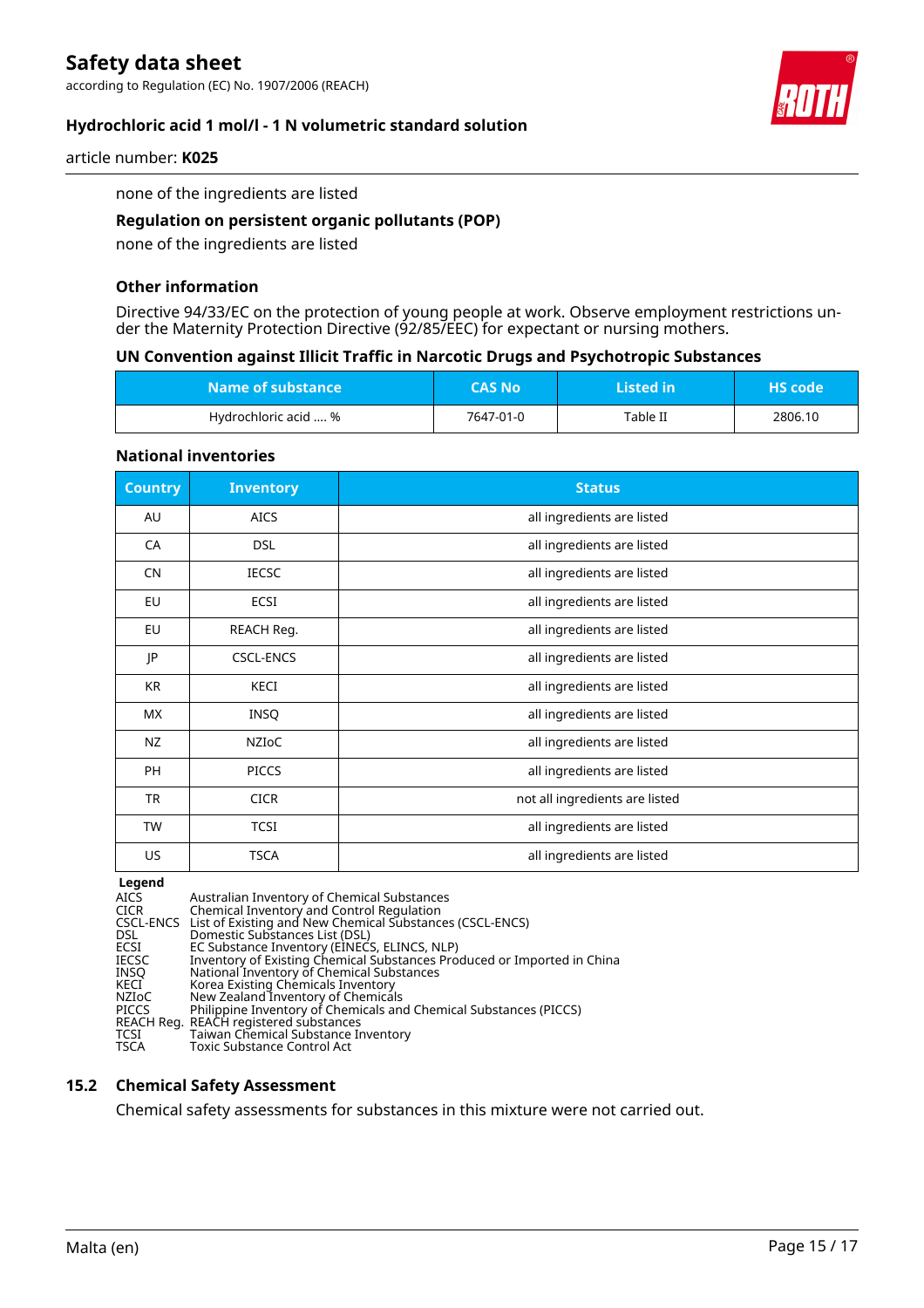none of the ingredients are listed

**Regulation on persistent organic pollutants (POP)**

none of the ingredients are listed

**Other information**

Directive 94/33/EC on the protection of young people at work. Observe employment restrictions under the Maternity Protection Directive (92/85/EEC) for expectant or nursing mothers.

**UN Convention against Illicit Traffic in Narcotic Drugs and Psychotropic Substances**

| Name of substance | CAS No | Listed in | HS code |
|---|---|---|---|
| Hydrochloric acid .... % | 7647-01-0 | Table II | 2806.10 |

**National inventories**

| Country | Inventory | Status |
|---|---|---|
| AU | AICS | all ingredients are listed |
| CA | DSL | all ingredients are listed |
| CN | IECSC | all ingredients are listed |
| EU | ECSI | all ingredients are listed |
| EU | REACH Reg. | all ingredients are listed |
| JP | CSCL-ENCS | all ingredients are listed |
| KR | KECI | all ingredients are listed |
| MX | INSQ | all ingredients are listed |
| NZ | NZIoC | all ingredients are listed |
| PH | PICCS | all ingredients are listed |
| TR | CICR | not all ingredients are listed |
| TW | TCSI | all ingredients are listed |
| US | TSCA | all ingredients are listed |

**Legend**

| | |
|---|---|
| AICS | Australian Inventory of Chemical Substances |
| CICR | Chemical Inventory and Control Regulation |
| CSCL-ENCS | List of Existing and New Chemical Substances (CSCL-ENCS) |
| DSL | Domestic Substances List (DSL) |
| ECSI | EC Substance Inventory (EINECS, ELINCS, NLP) |
| IECSC | Inventory of Existing Chemical Substances Produced or Imported in China |
| INSQ | National Inventory of Chemical Substances |
| KECI | Korea Existing Chemicals Inventory |
| NZIoC | New Zealand Inventory of Chemicals |
| PICCS | Philippine Inventory of Chemicals and Chemical Substances (PICCS) |
| REACH Reg. | REACH registered substances |
| TCSI | Taiwan Chemical Substance Inventory |
| TSCA | Toxic Substance Control Act |

## 15.2 Chemical Safety Assessment

Chemical safety assessments for substances in this mixture were not carried out.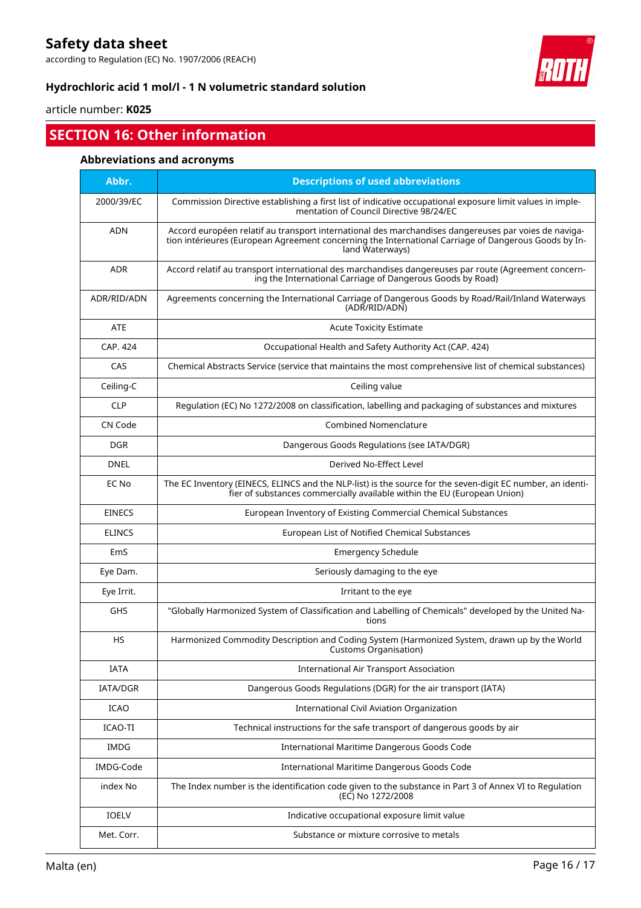## SECTION 16: Other information

### Abbreviations and acronyms

| Abbr. | Descriptions of used abbreviations |
|---|---|
| 2000/39/EC | Commission Directive establishing a first list of indicative occupational exposure limit values in implementation of Council Directive 98/24/EC |
| ADN | Accord européen relatif au transport international des marchandises dangereuses par voies de navigation intérieures (European Agreement concerning the International Carriage of Dangerous Goods by Inland Waterways) |
| ADR | Accord relatif au transport international des marchandises dangereuses par route (Agreement concerning the International Carriage of Dangerous Goods by Road) |
| ADR/RID/ADN | Agreements concerning the International Carriage of Dangerous Goods by Road/Rail/Inland Waterways (ADR/RID/ADN) |
| ATE | Acute Toxicity Estimate |
| CAP. 424 | Occupational Health and Safety Authority Act (CAP. 424) |
| CAS | Chemical Abstracts Service (service that maintains the most comprehensive list of chemical substances) |
| Ceiling-C | Ceiling value |
| CLP | Regulation (EC) No 1272/2008 on classification, labelling and packaging of substances and mixtures |
| CN Code | Combined Nomenclature |
| DGR | Dangerous Goods Regulations (see IATA/DGR) |
| DNEL | Derived No-Effect Level |
| EC No | The EC Inventory (EINECS, ELINCS and the NLP-list) is the source for the seven-digit EC number, an identifier of substances commercially available within the EU (European Union) |
| EINECS | European Inventory of Existing Commercial Chemical Substances |
| ELINCS | European List of Notified Chemical Substances |
| EmS | Emergency Schedule |
| Eye Dam. | Seriously damaging to the eye |
| Eye Irrit. | Irritant to the eye |
| GHS | "Globally Harmonized System of Classification and Labelling of Chemicals" developed by the United Nations |
| HS | Harmonized Commodity Description and Coding System (Harmonized System, drawn up by the World Customs Organisation) |
| IATA | International Air Transport Association |
| IATA/DGR | Dangerous Goods Regulations (DGR) for the air transport (IATA) |
| ICAO | International Civil Aviation Organization |
| ICAO-TI | Technical instructions for the safe transport of dangerous goods by air |
| IMDG | International Maritime Dangerous Goods Code |
| IMDG-Code | International Maritime Dangerous Goods Code |
| index No | The Index number is the identification code given to the substance in Part 3 of Annex VI to Regulation (EC) No 1272/2008 |
| IOELV | Indicative occupational exposure limit value |
| Met. Corr. | Substance or mixture corrosive to metals |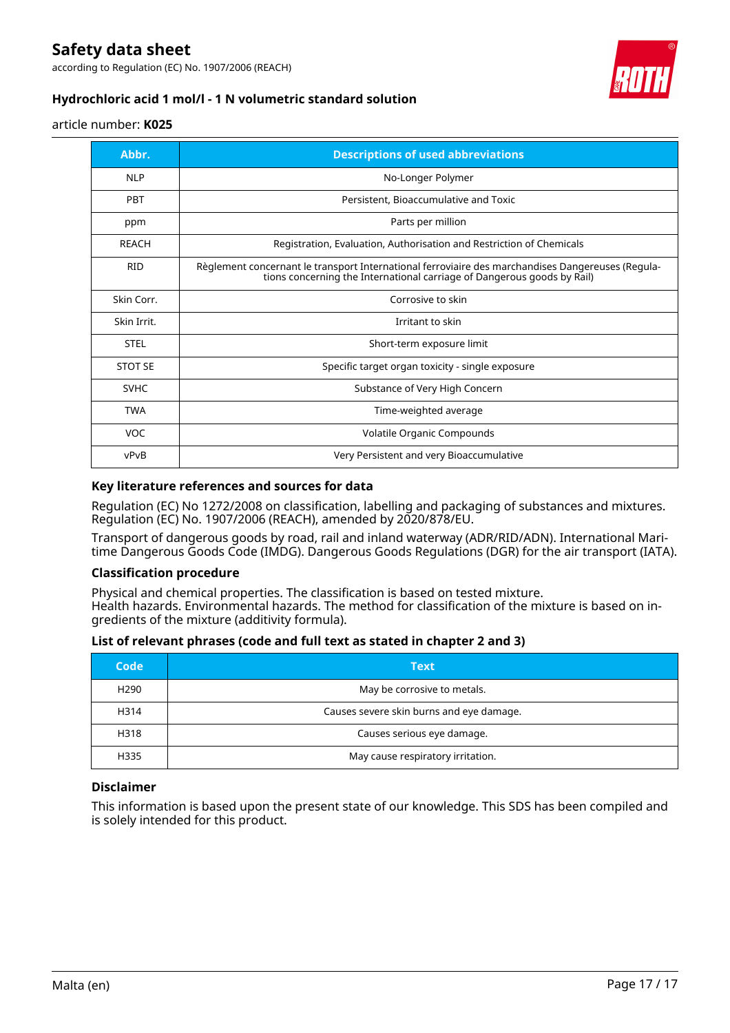| Abbr. | Descriptions of used abbreviations |
|---|---|
| NLP | No-Longer Polymer |
| PBT | Persistent, Bioaccumulative and Toxic |
| ppm | Parts per million |
| REACH | Registration, Evaluation, Authorisation and Restriction of Chemicals |
| RID | Règlement concernant le transport International ferroviaire des marchandises Dangereuses (Regulations concerning the International carriage of Dangerous goods by Rail) |
| Skin Corr. | Corrosive to skin |
| Skin Irrit. | Irritant to skin |
| STEL | Short-term exposure limit |
| STOT SE | Specific target organ toxicity - single exposure |
| SVHC | Substance of Very High Concern |
| TWA | Time-weighted average |
| VOC | Volatile Organic Compounds |
| vPvB | Very Persistent and very Bioaccumulative |

### Key literature references and sources for data

Regulation (EC) No 1272/2008 on classification, labelling and packaging of substances and mixtures. Regulation (EC) No. 1907/2006 (REACH), amended by 2020/878/EU.

Transport of dangerous goods by road, rail and inland waterway (ADR/RID/ADN). International Maritime Dangerous Goods Code (IMDG). Dangerous Goods Regulations (DGR) for the air transport (IATA).

### Classification procedure

Physical and chemical properties. The classification is based on tested mixture.
Health hazards. Environmental hazards. The method for classification of the mixture is based on ingredients of the mixture (additivity formula).

### List of relevant phrases (code and full text as stated in chapter 2 and 3)

| Code | Text |
|---|---|
| H290 | May be corrosive to metals. |
| H314 | Causes severe skin burns and eye damage. |
| H318 | Causes serious eye damage. |
| H335 | May cause respiratory irritation. |

### Disclaimer

This information is based upon the present state of our knowledge. This SDS has been compiled and is solely intended for this product.